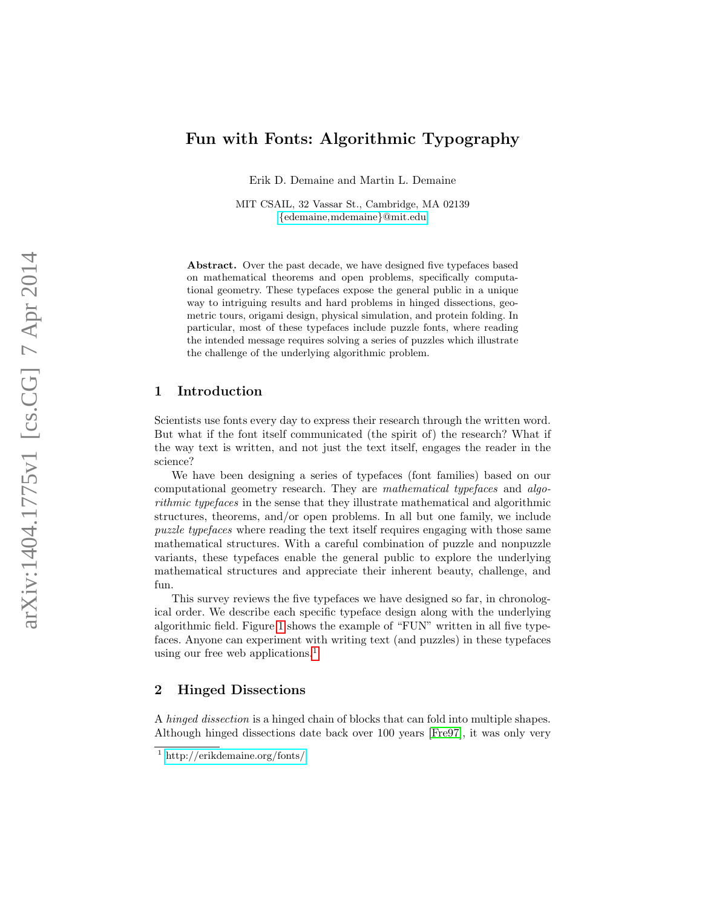# Fun with Fonts: Algorithmic Typography

Erik D. Demaine and Martin L. Demaine

MIT CSAIL, 32 Vassar St., Cambridge, MA 02139
{edemaine,mdemaine}@mit.edu

**Abstract.** Over the past decade, we have designed five typefaces based on mathematical theorems and open problems, specifically computational geometry. These typefaces expose the general public in a unique way to intriguing results and hard problems in hinged dissections, geometric tours, origami design, physical simulation, and protein folding. In particular, most of these typefaces include puzzle fonts, where reading the intended message requires solving a series of puzzles which illustrate the challenge of the underlying algorithmic problem.

## 1 Introduction

Scientists use fonts every day to express their research through the written word. But what if the font itself communicated (the spirit of) the research? What if the way text is written, and not just the text itself, engages the reader in the science?

We have been designing a series of typefaces (font families) based on our computational geometry research. They are *mathematical typefaces* and *algorithmic typefaces* in the sense that they illustrate mathematical and algorithmic structures, theorems, and/or open problems. In all but one family, we include *puzzle typefaces* where reading the text itself requires engaging with those same mathematical structures. With a careful combination of puzzle and nonpuzzle variants, these typefaces enable the general public to explore the underlying mathematical structures and appreciate their inherent beauty, challenge, and fun.

This survey reviews the five typefaces we have designed so far, in chronological order. We describe each specific typeface design along with the underlying algorithmic field. Figure 1 shows the example of "FUN" written in all five typefaces. Anyone can experiment with writing text (and puzzles) in these typefaces using our free web applications.[1]

## 2 Hinged Dissections

A *hinged dissection* is a hinged chain of blocks that can fold into multiple shapes. Although hinged dissections date back over 100 years [Fre97], it was only very

[1] http://erikdemaine.org/fonts/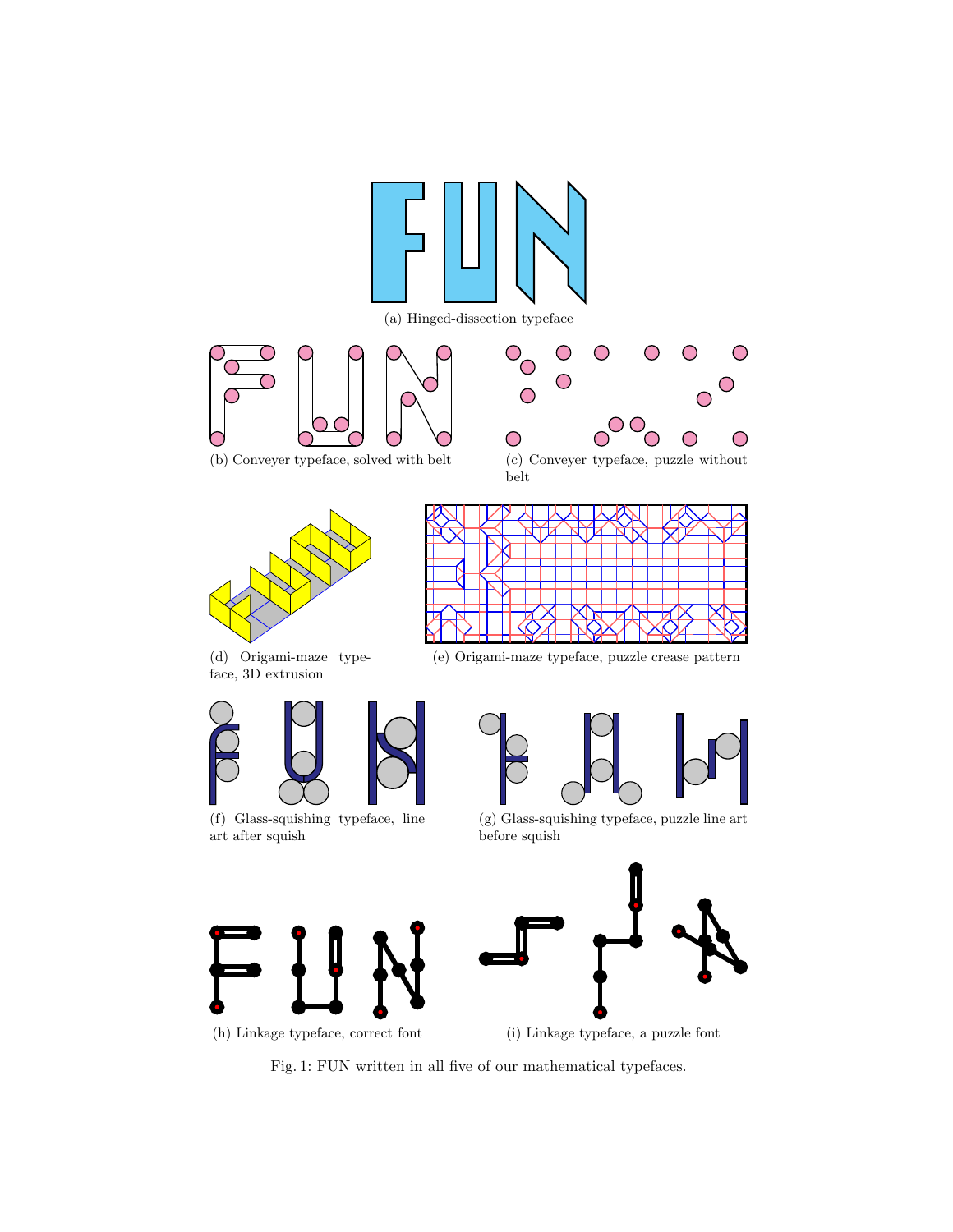(a) Hinged-dissection typeface

(b) Conveyer typeface, solved with belt

(c) Conveyer typeface, puzzle without belt

(d) Origami-maze typeface, 3D extrusion

(e) Origami-maze typeface, puzzle crease pattern

(f) Glass-squishing typeface, line art after squish

(g) Glass-squishing typeface, puzzle line art before squish

(h) Linkage typeface, correct font

(i) Linkage typeface, a puzzle font

Fig. 1: FUN written in all five of our mathematical typefaces.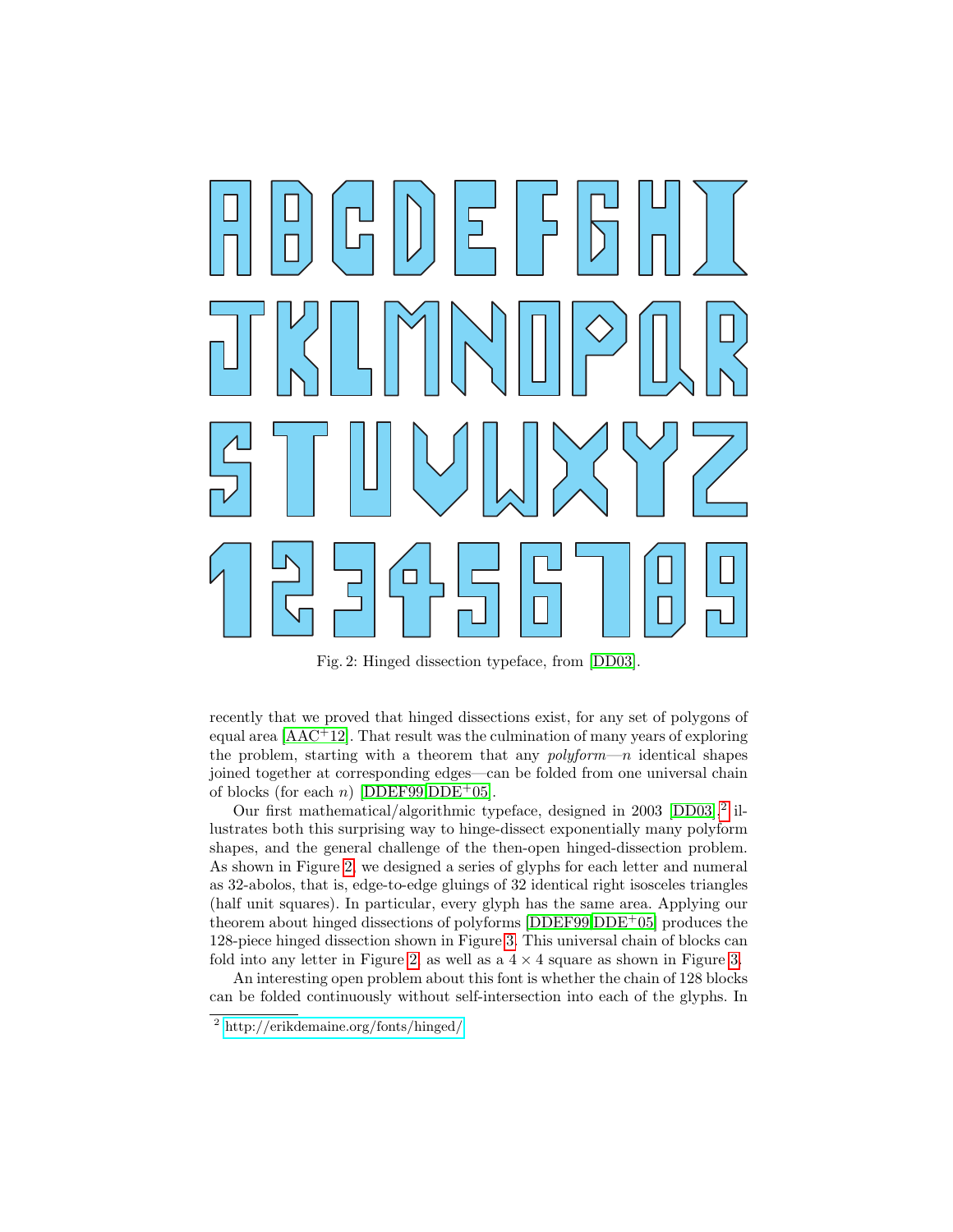Fig. 2: Hinged dissection typeface, from [DD03].

recently that we proved that hinged dissections exist, for any set of polygons of equal area [AAC+12]. That result was the culmination of many years of exploring the problem, starting with a theorem that any *polyform*—$n$ identical shapes joined together at corresponding edges—can be folded from one universal chain of blocks (for each $n$) [DDEF99,DDE+05].

Our first mathematical/algorithmic typeface, designed in 2003 [DD03],[2] illustrates both this surprising way to hinge-dissect exponentially many polyform shapes, and the general challenge of the then-open hinged-dissection problem. As shown in Figure 2, we designed a series of glyphs for each letter and numeral as 32-abolos, that is, edge-to-edge gluings of 32 identical right isosceles triangles (half unit squares). In particular, every glyph has the same area. Applying our theorem about hinged dissections of polyforms [DDEF99,DDE+05] produces the 128-piece hinged dissection shown in Figure 3. This universal chain of blocks can fold into any letter in Figure 2, as well as a $4 \times 4$ square as shown in Figure 3.

An interesting open problem about this font is whether the chain of 128 blocks can be folded continuously without self-intersection into each of the glyphs. In

[2] http://erikdemaine.org/fonts/hinged/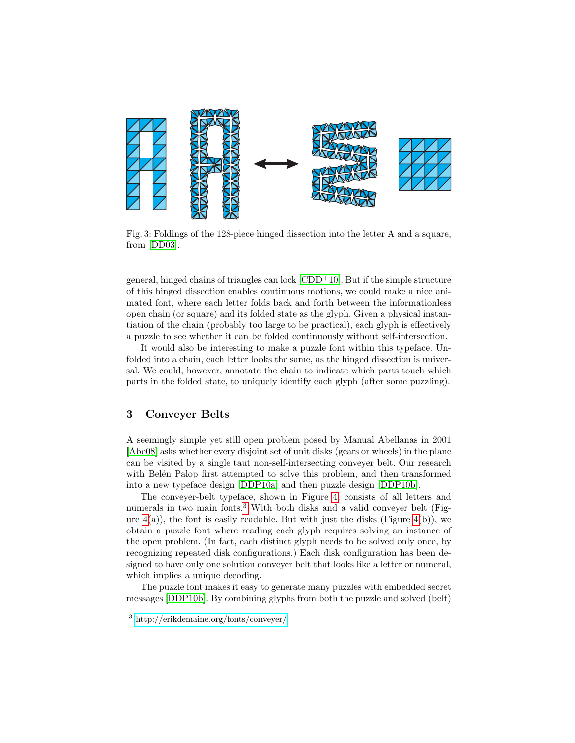Fig. 3: Foldings of the 128-piece hinged dissection into the letter A and a square, from [DD03].

general, hinged chains of triangles can lock [CDD+10]. But if the simple structure of this hinged dissection enables continuous motions, we could make a nice animated font, where each letter folds back and forth between the informationless open chain (or square) and its folded state as the glyph. Given a physical instantiation of the chain (probably too large to be practical), each glyph is effectively a puzzle to see whether it can be folded continuously without self-intersection.

It would also be interesting to make a puzzle font within this typeface. Unfolded into a chain, each letter looks the same, as the hinged dissection is universal. We could, however, annotate the chain to indicate which parts touch which parts in the folded state, to uniquely identify each glyph (after some puzzling).

## 3 Conveyer Belts

A seemingly simple yet still open problem posed by Manual Abellanas in 2001 [Abe08] asks whether every disjoint set of unit disks (gears or wheels) in the plane can be visited by a single taut non-self-intersecting conveyer belt. Our research with Belén Palop first attempted to solve this problem, and then transformed into a new typeface design [DDP10a] and then puzzle design [DDP10b].

The conveyer-belt typeface, shown in Figure 4, consists of all letters and numerals in two main fonts.[3] With both disks and a valid conveyer belt (Figure 4(a)), the font is easily readable. But with just the disks (Figure 4(b)), we obtain a puzzle font where reading each glyph requires solving an instance of the open problem. (In fact, each distinct glyph needs to be solved only once, by recognizing repeated disk configurations.) Each disk configuration has been designed to have only one solution conveyer belt that looks like a letter or numeral, which implies a unique decoding.

The puzzle font makes it easy to generate many puzzles with embedded secret messages [DDP10b]. By combining glyphs from both the puzzle and solved (belt)

[3] http://erikdemaine.org/fonts/conveyer/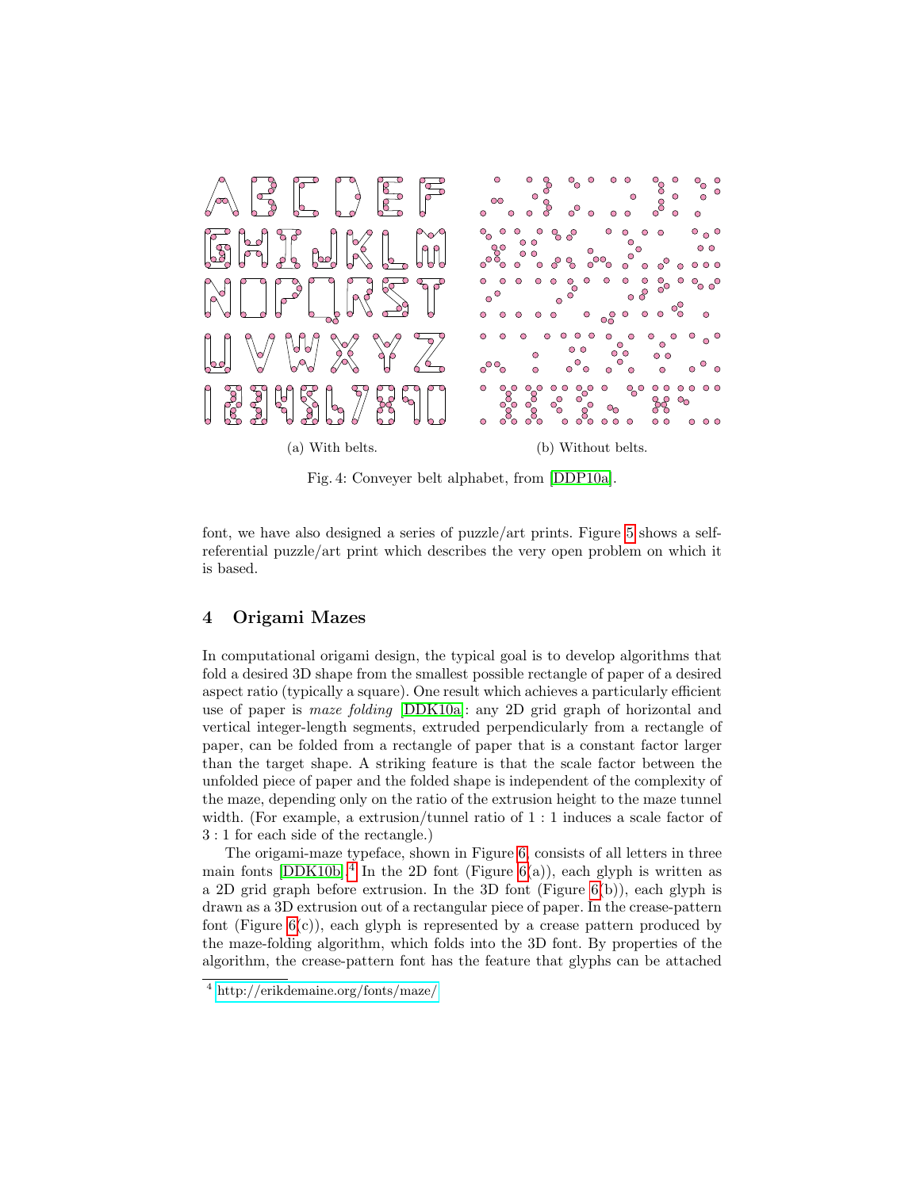(a) With belts.

(b) Without belts.

Fig. 4: Conveyer belt alphabet, from [DDP10a].

font, we have also designed a series of puzzle/art prints. Figure 5 shows a self-referential puzzle/art print which describes the very open problem on which it is based.

## 4 Origami Mazes

In computational origami design, the typical goal is to develop algorithms that fold a desired 3D shape from the smallest possible rectangle of paper of a desired aspect ratio (typically a square). One result which achieves a particularly efficient use of paper is *maze folding* [DDK10a]: any 2D grid graph of horizontal and vertical integer-length segments, extruded perpendicularly from a rectangle of paper, can be folded from a rectangle of paper that is a constant factor larger than the target shape. A striking feature is that the scale factor between the unfolded piece of paper and the folded shape is independent of the complexity of the maze, depending only on the ratio of the extrusion height to the maze tunnel width. (For example, a extrusion/tunnel ratio of 1 : 1 induces a scale factor of 3 : 1 for each side of the rectangle.)

The origami-maze typeface, shown in Figure 6, consists of all letters in three main fonts [DDK10b].[4] In the 2D font (Figure 6(a)), each glyph is written as a 2D grid graph before extrusion. In the 3D font (Figure 6(b)), each glyph is drawn as a 3D extrusion out of a rectangular piece of paper. In the crease-pattern font (Figure 6(c)), each glyph is represented by a crease pattern produced by the maze-folding algorithm, which folds into the 3D font. By properties of the algorithm, the crease-pattern font has the feature that glyphs can be attached

[4] http://erikdemaine.org/fonts/maze/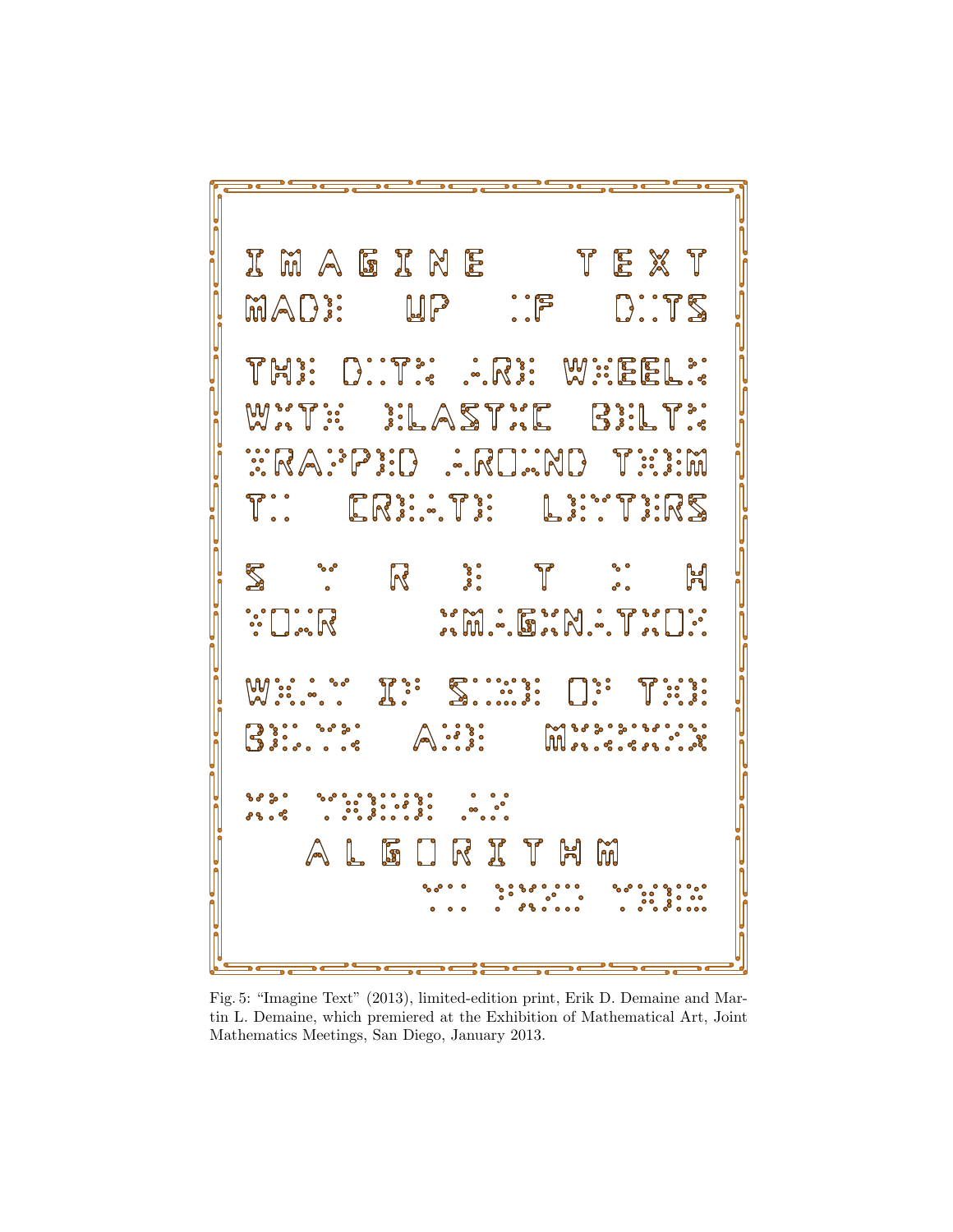Fig. 5: "Imagine Text" (2013), limited-edition print, Erik D. Demaine and Martin L. Demaine, which premiered at the Exhibition of Mathematical Art, Joint Mathematics Meetings, San Diego, January 2013.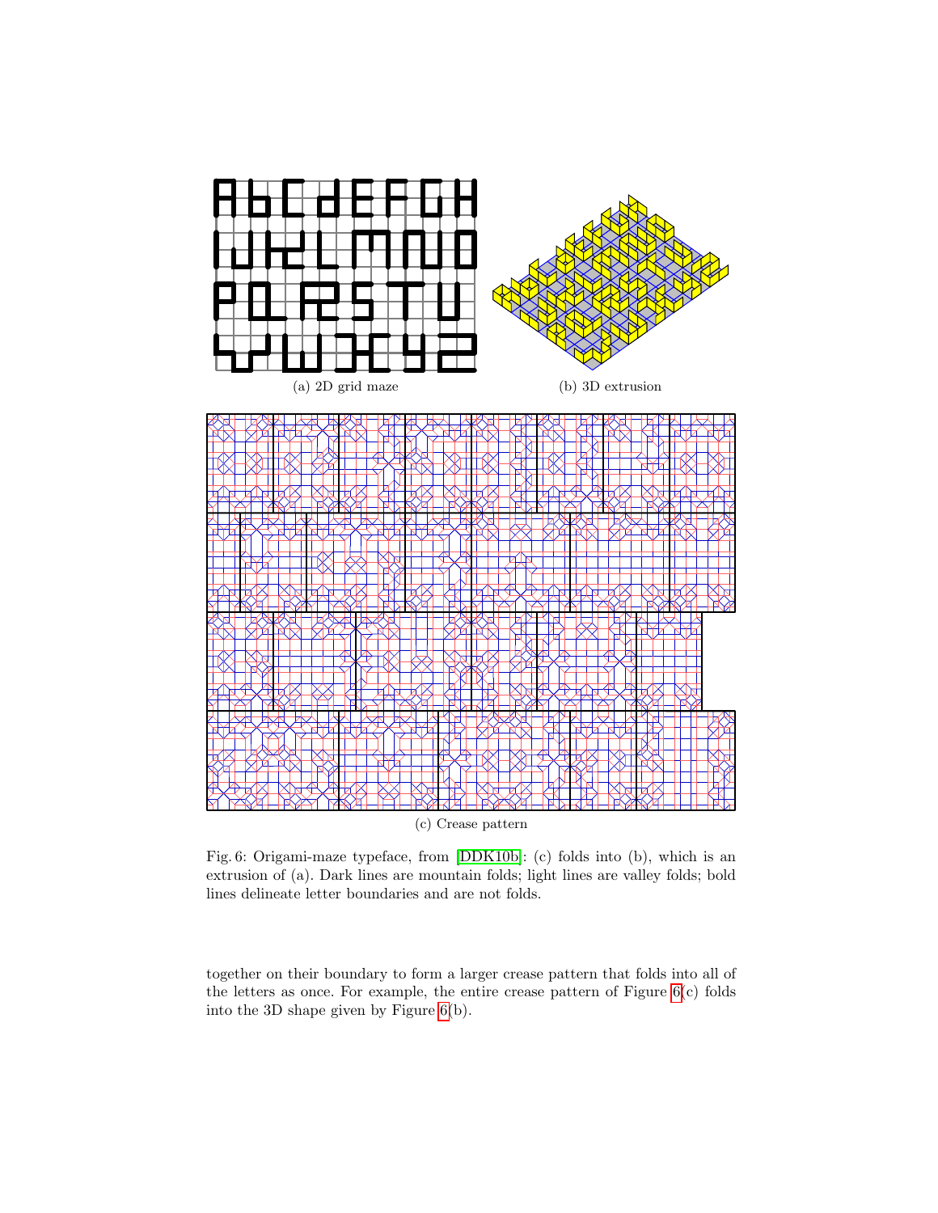(a) 2D grid maze

(b) 3D extrusion

(c) Crease pattern

Fig. 6: Origami-maze typeface, from [DDK10b]: (c) folds into (b), which is an extrusion of (a). Dark lines are mountain folds; light lines are valley folds; bold lines delineate letter boundaries and are not folds.

together on their boundary to form a larger crease pattern that folds into all of the letters as once. For example, the entire crease pattern of Figure 6(c) folds into the 3D shape given by Figure 6(b).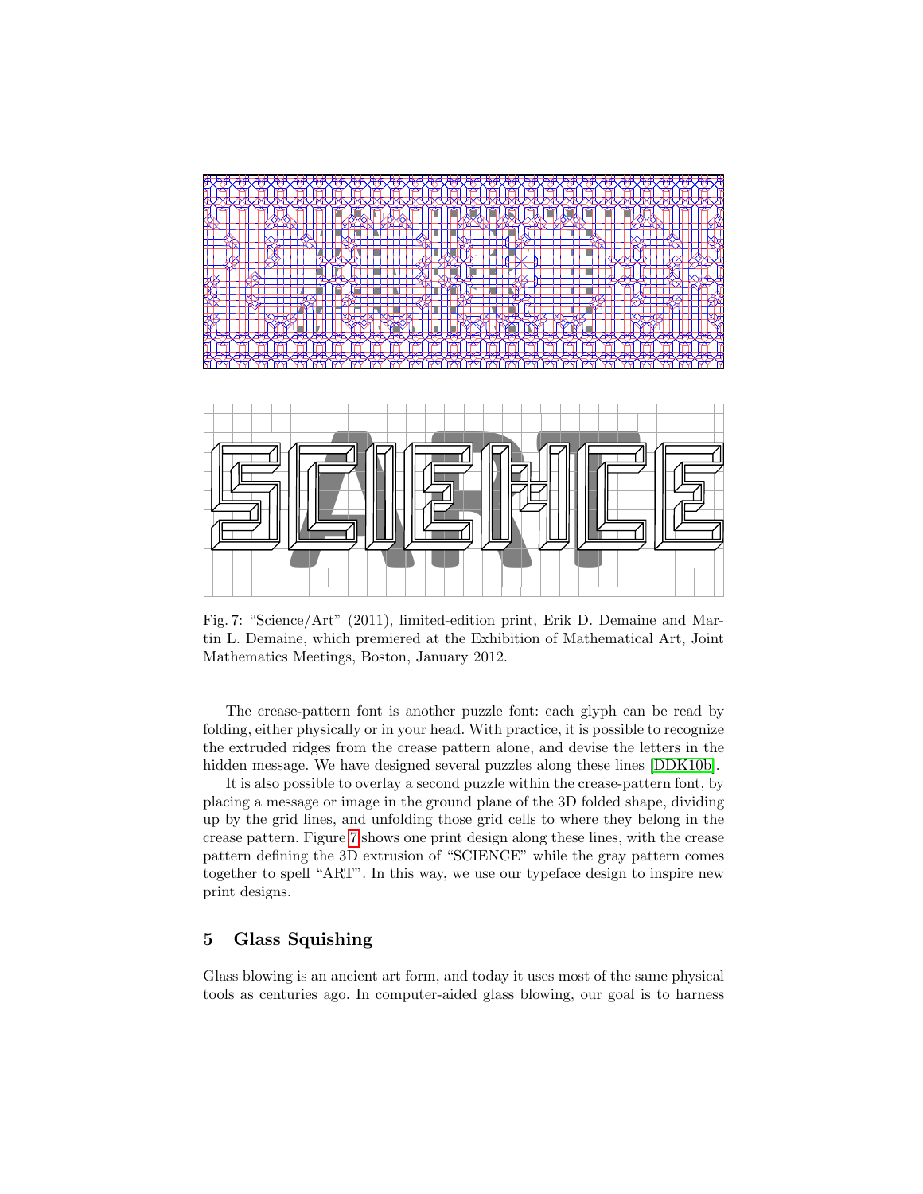Fig. 7: "Science/Art" (2011), limited-edition print, Erik D. Demaine and Martin L. Demaine, which premiered at the Exhibition of Mathematical Art, Joint Mathematics Meetings, Boston, January 2012.

The crease-pattern font is another puzzle font: each glyph can be read by folding, either physically or in your head. With practice, it is possible to recognize the extruded ridges from the crease pattern alone, and devise the letters in the hidden message. We have designed several puzzles along these lines [DDK10b].

It is also possible to overlay a second puzzle within the crease-pattern font, by placing a message or image in the ground plane of the 3D folded shape, dividing up by the grid lines, and unfolding those grid cells to where they belong in the crease pattern. Figure 7 shows one print design along these lines, with the crease pattern defining the 3D extrusion of "SCIENCE" while the gray pattern comes together to spell "ART". In this way, we use our typeface design to inspire new print designs.

## 5 Glass Squishing

Glass blowing is an ancient art form, and today it uses most of the same physical tools as centuries ago. In computer-aided glass blowing, our goal is to harness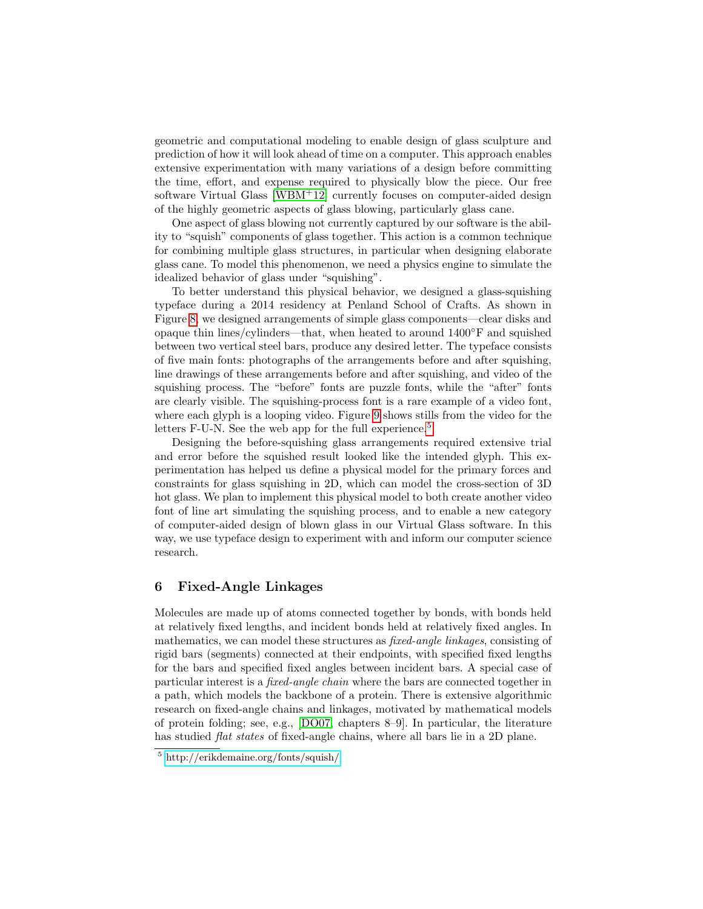geometric and computational modeling to enable design of glass sculpture and prediction of how it will look ahead of time on a computer. This approach enables extensive experimentation with many variations of a design before committing the time, effort, and expense required to physically blow the piece. Our free software Virtual Glass [WBM+12] currently focuses on computer-aided design of the highly geometric aspects of glass blowing, particularly glass cane.

One aspect of glass blowing not currently captured by our software is the ability to "squish" components of glass together. This action is a common technique for combining multiple glass structures, in particular when designing elaborate glass cane. To model this phenomenon, we need a physics engine to simulate the idealized behavior of glass under "squishing".

To better understand this physical behavior, we designed a glass-squishing typeface during a 2014 residency at Penland School of Crafts. As shown in Figure 8, we designed arrangements of simple glass components—clear disks and opaque thin lines/cylinders—that, when heated to around 1400°F and squished between two vertical steel bars, produce any desired letter. The typeface consists of five main fonts: photographs of the arrangements before and after squishing, line drawings of these arrangements before and after squishing, and video of the squishing process. The "before" fonts are puzzle fonts, while the "after" fonts are clearly visible. The squishing-process font is a rare example of a video font, where each glyph is a looping video. Figure 9 shows stills from the video for the letters F-U-N. See the web app for the full experience.[5]

Designing the before-squishing glass arrangements required extensive trial and error before the squished result looked like the intended glyph. This experimentation has helped us define a physical model for the primary forces and constraints for glass squishing in 2D, which can model the cross-section of 3D hot glass. We plan to implement this physical model to both create another video font of line art simulating the squishing process, and to enable a new category of computer-aided design of blown glass in our Virtual Glass software. In this way, we use typeface design to experiment with and inform our computer science research.

## 6 Fixed-Angle Linkages

Molecules are made up of atoms connected together by bonds, with bonds held at relatively fixed lengths, and incident bonds held at relatively fixed angles. In mathematics, we can model these structures as *fixed-angle linkages*, consisting of rigid bars (segments) connected at their endpoints, with specified fixed lengths for the bars and specified fixed angles between incident bars. A special case of particular interest is a *fixed-angle chain* where the bars are connected together in a path, which models the backbone of a protein. There is extensive algorithmic research on fixed-angle chains and linkages, motivated by mathematical models of protein folding; see, e.g., [DO07, chapters 8–9]. In particular, the literature has studied *flat states* of fixed-angle chains, where all bars lie in a 2D plane.

[5] http://erikdemaine.org/fonts/squish/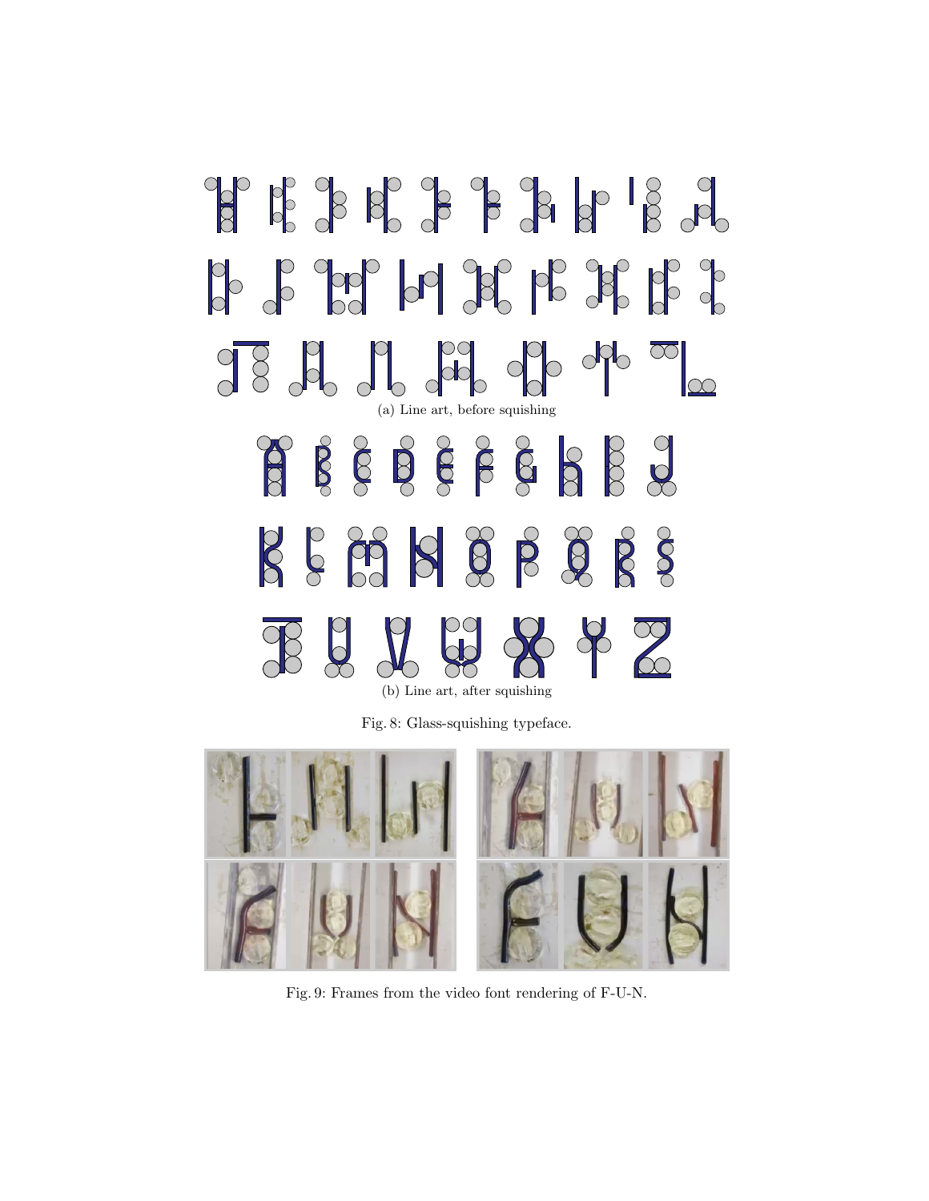(a) Line art, before squishing

(b) Line art, after squishing

Fig. 8: Glass-squishing typeface.

Fig. 9: Frames from the video font rendering of F-U-N.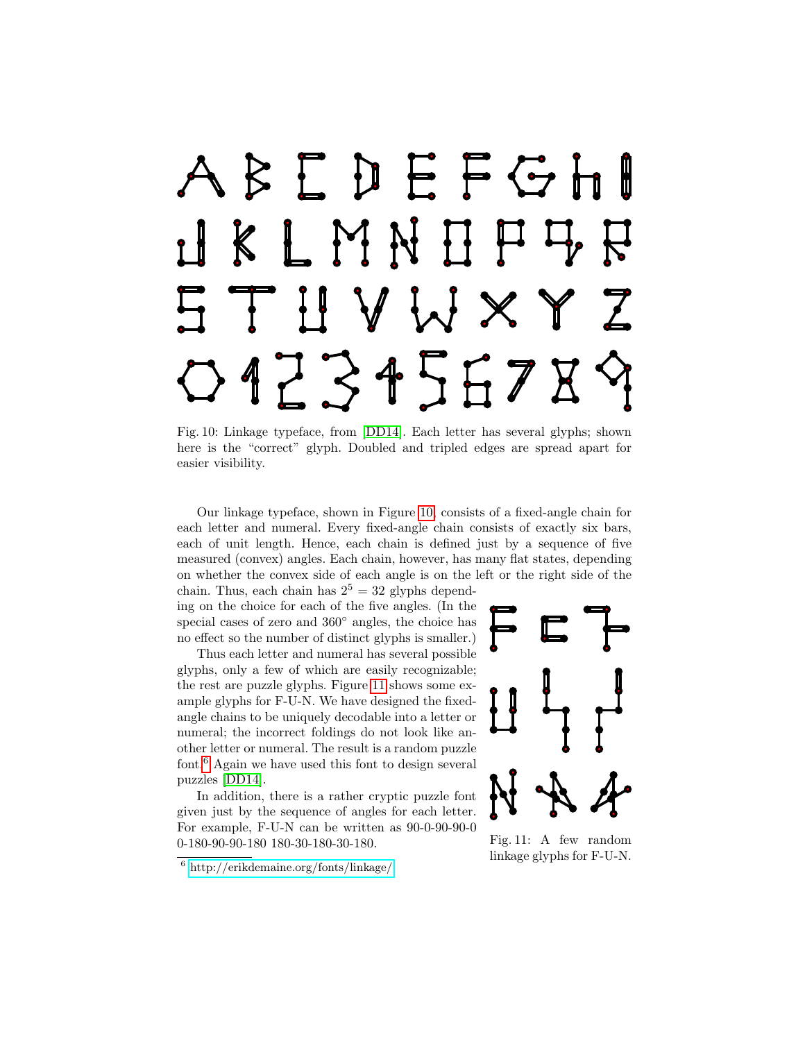Fig. 10: Linkage typeface, from [DD14]. Each letter has several glyphs; shown here is the "correct" glyph. Doubled and tripled edges are spread apart for easier visibility.

Our linkage typeface, shown in Figure 10, consists of a fixed-angle chain for each letter and numeral. Every fixed-angle chain consists of exactly six bars, each of unit length. Hence, each chain is defined just by a sequence of five measured (convex) angles. Each chain, however, has many flat states, depending on whether the convex side of each angle is on the left or the right side of the chain. Thus, each chain has $2^5 = 32$ glyphs depending on the choice for each of the five angles. (In the special cases of zero and 360° angles, the choice has no effect so the number of distinct glyphs is smaller.)

Thus each letter and numeral has several possible glyphs, only a few of which are easily recognizable; the rest are puzzle glyphs. Figure 11 shows some example glyphs for F-U-N. We have designed the fixed-angle chains to be uniquely decodable into a letter or numeral; the incorrect foldings do not look like another letter or numeral. The result is a random puzzle font.[6] Again we have used this font to design several puzzles [DD14].

In addition, there is a rather cryptic puzzle font given just by the sequence of angles for each letter. For example, F-U-N can be written as 90-0-90-90-0 0-180-90-90-180 180-30-180-30-180.

Fig. 11: A few random linkage glyphs for F-U-N.

[6] http://erikdemaine.org/fonts/linkage/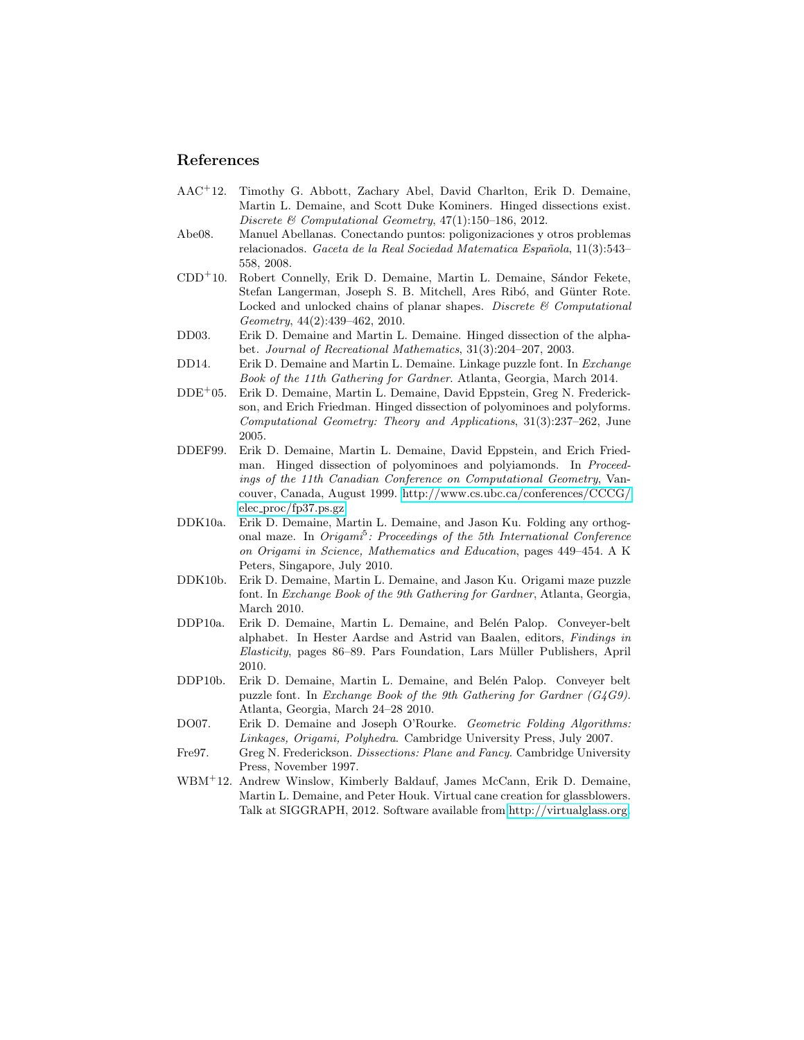## References

AAC+12. Timothy G. Abbott, Zachary Abel, David Charlton, Erik D. Demaine, Martin L. Demaine, and Scott Duke Kominers. Hinged dissections exist. *Discrete & Computational Geometry*, 47(1):150–186, 2012.

Abe08. Manuel Abellanas. Conectando puntos: poligonizaciones y otros problemas relacionados. *Gaceta de la Real Sociedad Matematica Española*, 11(3):543–558, 2008.

CDD+10. Robert Connelly, Erik D. Demaine, Martin L. Demaine, Sándor Fekete, Stefan Langerman, Joseph S. B. Mitchell, Ares Ribó, and Günter Rote. Locked and unlocked chains of planar shapes. *Discrete & Computational Geometry*, 44(2):439–462, 2010.

DD03. Erik D. Demaine and Martin L. Demaine. Hinged dissection of the alphabet. *Journal of Recreational Mathematics*, 31(3):204–207, 2003.

DD14. Erik D. Demaine and Martin L. Demaine. Linkage puzzle font. In *Exchange Book of the 11th Gathering for Gardner*. Atlanta, Georgia, March 2014.

DDE+05. Erik D. Demaine, Martin L. Demaine, David Eppstein, Greg N. Frederickson, and Erich Friedman. Hinged dissection of polyominoes and polyforms. *Computational Geometry: Theory and Applications*, 31(3):237–262, June 2005.

DDEF99. Erik D. Demaine, Martin L. Demaine, David Eppstein, and Erich Friedman. Hinged dissection of polyominoes and polyiamonds. In *Proceedings of the 11th Canadian Conference on Computational Geometry*, Vancouver, Canada, August 1999. http://www.cs.ubc.ca/conferences/CCCG/elec_proc/fp37.ps.gz

DDK10a. Erik D. Demaine, Martin L. Demaine, and Jason Ku. Folding any orthogonal maze. In *Origami*[5]*: Proceedings of the 5th International Conference on Origami in Science, Mathematics and Education*, pages 449–454. A K Peters, Singapore, July 2010.

DDK10b. Erik D. Demaine, Martin L. Demaine, and Jason Ku. Origami maze puzzle font. In *Exchange Book of the 9th Gathering for Gardner*, Atlanta, Georgia, March 2010.

DDP10a. Erik D. Demaine, Martin L. Demaine, and Belén Palop. Conveyer-belt alphabet. In Hester Aardse and Astrid van Baalen, editors, *Findings in Elasticity*, pages 86–89. Pars Foundation, Lars Müller Publishers, April 2010.

DDP10b. Erik D. Demaine, Martin L. Demaine, and Belén Palop. Conveyer belt puzzle font. In *Exchange Book of the 9th Gathering for Gardner (G4G9)*. Atlanta, Georgia, March 24–28 2010.

DO07. Erik D. Demaine and Joseph O'Rourke. *Geometric Folding Algorithms: Linkages, Origami, Polyhedra*. Cambridge University Press, July 2007.

Fre97. Greg N. Frederickson. *Dissections: Plane and Fancy*. Cambridge University Press, November 1997.

WBM+12. Andrew Winslow, Kimberly Baldauf, James McCann, Erik D. Demaine, Martin L. Demaine, and Peter Houk. Virtual cane creation for glassblowers. Talk at SIGGRAPH, 2012. Software available from http://virtualglass.org.